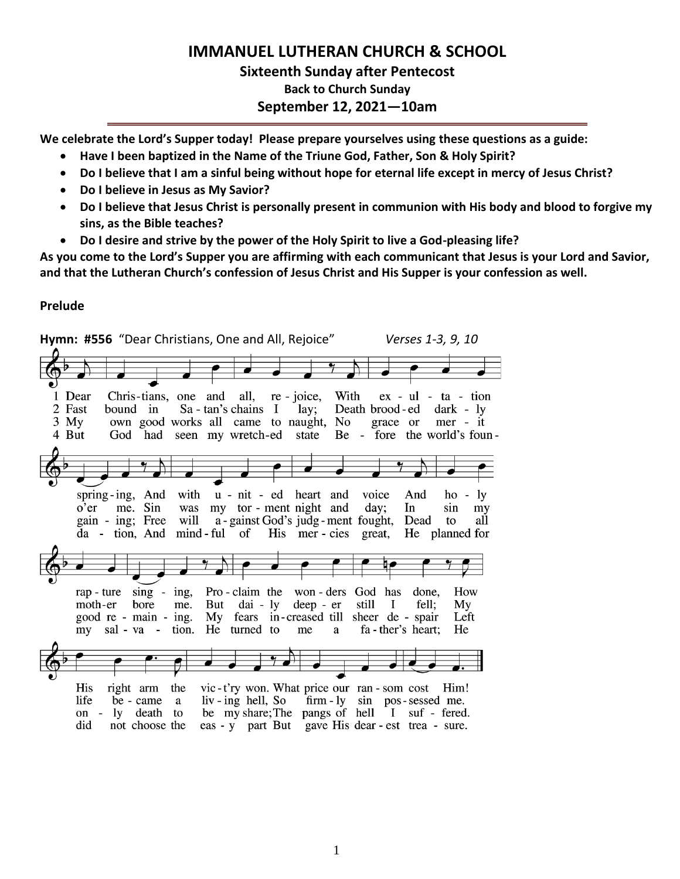# IMMANUEL LUTHERAN CHURCH & SCHOOL

## Sixteenth Sunday after Pentecost

### Back to Church Sunday

### September 12, 2021—10am

**We celebrate the Lord's Supper today! Please prepare yourselves using these questions as a guide:**

- **Have I been baptized in the Name of the Triune God, Father, Son & Holy Spirit?**
- **Do I believe that I am a sinful being without hope for eternal life except in mercy of Jesus Christ?**
- **Do I believe in Jesus as My Savior?**
- **Do I believe that Jesus Christ is personally present in communion with His body and blood to forgive my sins, as the Bible teaches?**
- **Do I desire and strive by the power of the Holy Spirit to live a God-pleasing life?**

**As you come to the Lord's Supper you are affirming with each communicant that Jesus is your Lord and Savior, and that the Lutheran Church's confession of Jesus Christ and His Supper is your confession as well.**

**Prelude**

**Hymn: #556** "Dear Christians, One and All, Rejoice" *Verses 1-3, 9, 10*

1 Dear Christians, one and all, rejoice, With exultation springing, And with united heart and voice And holy rapture singing, Proclaim the wonders God has done, How His right arm the vict'ry won. What price our ransom cost Him!

2 Fast bound in Satan's chains I lay; Death brooded darkly o'er me. Sin was my torment night and day; In sin my mother bore me. But daily deeper still I fell; My life became a living hell, So firmly sin possessed me.

3 My own good works all came to naught, No grace or merit gaining; Free will against God's judgment fought, Dead to all good remaining. My fears increased till sheer despair Left only death to be my share; The pangs of hell I suffered.

4 But God had seen my wretched state Before the world's foundation, And mindful of His mercies great, He planned for my salvation. He turned to me a father's heart; He did not choose the easy part But gave His dearest treasure.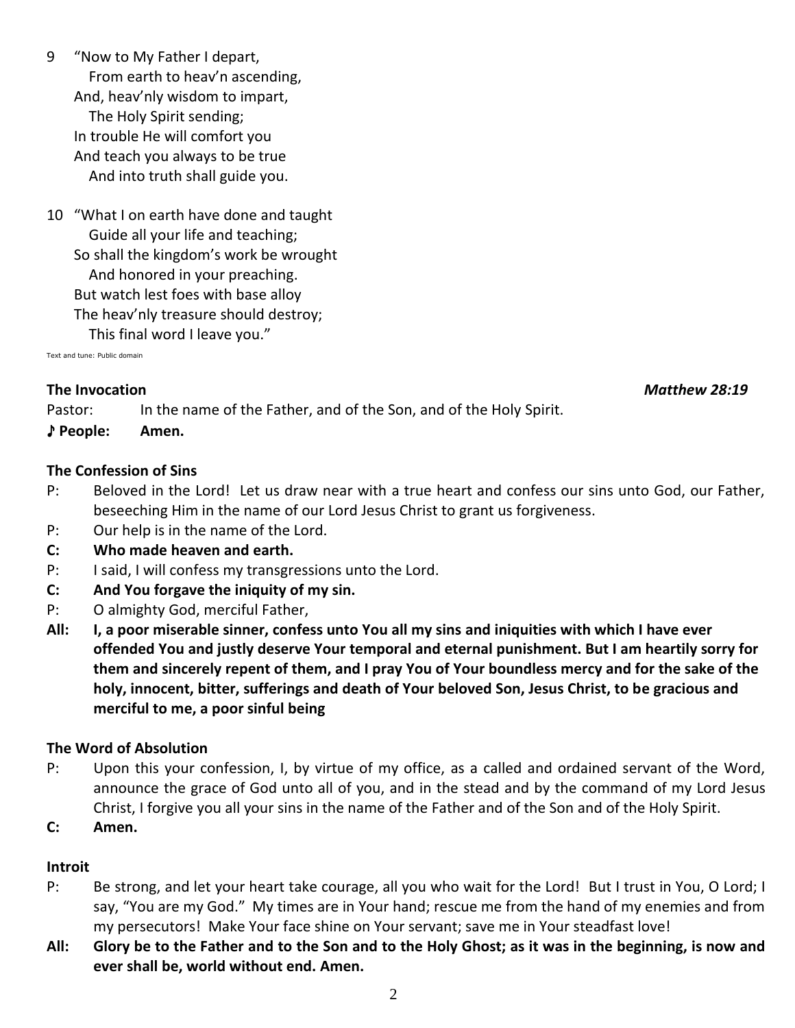9 "Now to My Father I depart,
   From earth to heav'n ascending,
 And, heav'nly wisdom to impart,
   The Holy Spirit sending;
 In trouble He will comfort you
 And teach you always to be true
   And into truth shall guide you.

10 "What I on earth have done and taught
   Guide all your life and teaching;
 So shall the kingdom's work be wrought
   And honored in your preaching.
 But watch lest foes with base alloy
 The heav'nly treasure should destroy;
   This final word I leave you."

Text and tune: Public domain

**The Invocation** *Matthew 28:19*

Pastor: In the name of the Father, and of the Son, and of the Holy Spirit.

**♪ People: Amen.**

**The Confession of Sins**

P: Beloved in the Lord! Let us draw near with a true heart and confess our sins unto God, our Father, beseeching Him in the name of our Lord Jesus Christ to grant us forgiveness.

P: Our help is in the name of the Lord.

**C: Who made heaven and earth.**

P: I said, I will confess my transgressions unto the Lord.

**C: And You forgave the iniquity of my sin.**

P: O almighty God, merciful Father,

**All: I, a poor miserable sinner, confess unto You all my sins and iniquities with which I have ever offended You and justly deserve Your temporal and eternal punishment. But I am heartily sorry for them and sincerely repent of them, and I pray You of Your boundless mercy and for the sake of the holy, innocent, bitter, sufferings and death of Your beloved Son, Jesus Christ, to be gracious and merciful to me, a poor sinful being**

**The Word of Absolution**

P: Upon this your confession, I, by virtue of my office, as a called and ordained servant of the Word, announce the grace of God unto all of you, and in the stead and by the command of my Lord Jesus Christ, I forgive you all your sins in the name of the Father and of the Son and of the Holy Spirit.

**C: Amen.**

**Introit**

P: Be strong, and let your heart take courage, all you who wait for the Lord! But I trust in You, O Lord; I say, "You are my God." My times are in Your hand; rescue me from the hand of my enemies and from my persecutors! Make Your face shine on Your servant; save me in Your steadfast love!

**All: Glory be to the Father and to the Son and to the Holy Ghost; as it was in the beginning, is now and ever shall be, world without end. Amen.**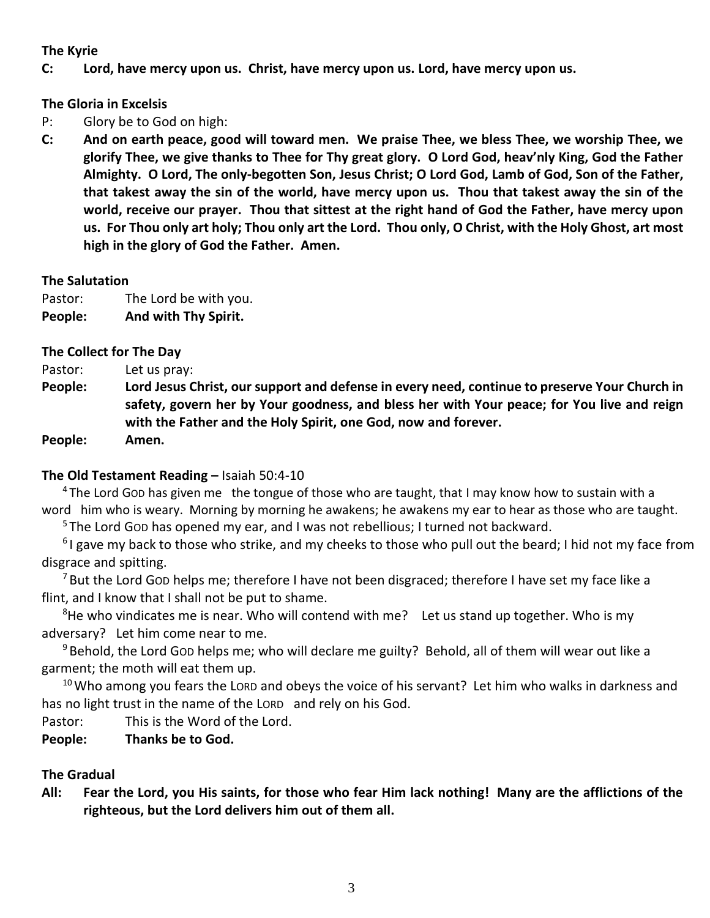**The Kyrie**

**C: Lord, have mercy upon us. Christ, have mercy upon us. Lord, have mercy upon us.**

**The Gloria in Excelsis**

P: Glory be to God on high:

**C: And on earth peace, good will toward men. We praise Thee, we bless Thee, we worship Thee, we glorify Thee, we give thanks to Thee for Thy great glory. O Lord God, heav'nly King, God the Father Almighty. O Lord, The only-begotten Son, Jesus Christ; O Lord God, Lamb of God, Son of the Father, that takest away the sin of the world, have mercy upon us. Thou that takest away the sin of the world, receive our prayer. Thou that sittest at the right hand of God the Father, have mercy upon us. For Thou only art holy; Thou only art the Lord. Thou only, O Christ, with the Holy Ghost, art most high in the glory of God the Father. Amen.**

**The Salutation**

Pastor: The Lord be with you.

**People: And with Thy Spirit.**

**The Collect for The Day**

Pastor: Let us pray:

**People: Lord Jesus Christ, our support and defense in every need, continue to preserve Your Church in safety, govern her by Your goodness, and bless her with Your peace; for You live and reign with the Father and the Holy Spirit, one God, now and forever.**

**People: Amen.**

**The Old Testament Reading –** Isaiah 50:4-10

[4] The Lord GOD has given me the tongue of those who are taught, that I may know how to sustain with a word him who is weary. Morning by morning he awakens; he awakens my ear to hear as those who are taught.

[5] The Lord GOD has opened my ear, and I was not rebellious; I turned not backward.

[6] I gave my back to those who strike, and my cheeks to those who pull out the beard; I hid not my face from disgrace and spitting.

[7] But the Lord GOD helps me; therefore I have not been disgraced; therefore I have set my face like a flint, and I know that I shall not be put to shame.

[8] He who vindicates me is near. Who will contend with me? Let us stand up together. Who is my adversary? Let him come near to me.

[9] Behold, the Lord GOD helps me; who will declare me guilty? Behold, all of them will wear out like a garment; the moth will eat them up.

[10] Who among you fears the LORD and obeys the voice of his servant? Let him who walks in darkness and has no light trust in the name of the LORD and rely on his God.

Pastor: This is the Word of the Lord.

**People: Thanks be to God.**

**The Gradual**

**All: Fear the Lord, you His saints, for those who fear Him lack nothing! Many are the afflictions of the righteous, but the Lord delivers him out of them all.**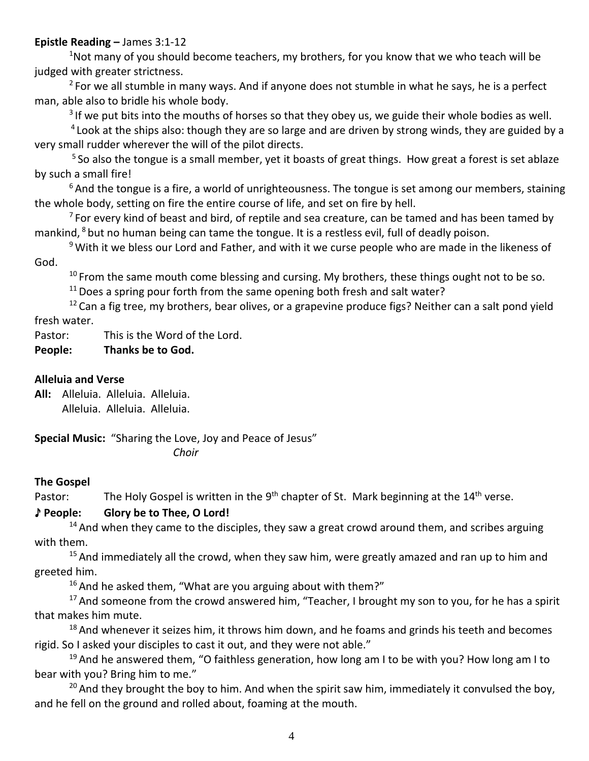**Epistle Reading –** James 3:1-12

[1]Not many of you should become teachers, my brothers, for you know that we who teach will be judged with greater strictness.

[2] For we all stumble in many ways. And if anyone does not stumble in what he says, he is a perfect man, able also to bridle his whole body.

[3] If we put bits into the mouths of horses so that they obey us, we guide their whole bodies as well.

[4] Look at the ships also: though they are so large and are driven by strong winds, they are guided by a very small rudder wherever the will of the pilot directs.

[5] So also the tongue is a small member, yet it boasts of great things. How great a forest is set ablaze by such a small fire!

[6] And the tongue is a fire, a world of unrighteousness. The tongue is set among our members, staining the whole body, setting on fire the entire course of life, and set on fire by hell.

[7] For every kind of beast and bird, of reptile and sea creature, can be tamed and has been tamed by mankind, [8] but no human being can tame the tongue. It is a restless evil, full of deadly poison.

[9] With it we bless our Lord and Father, and with it we curse people who are made in the likeness of God.

[10] From the same mouth come blessing and cursing. My brothers, these things ought not to be so.

[11] Does a spring pour forth from the same opening both fresh and salt water?

[12] Can a fig tree, my brothers, bear olives, or a grapevine produce figs? Neither can a salt pond yield fresh water.

Pastor: This is the Word of the Lord.

**People: Thanks be to God.**

**Alleluia and Verse**

**All:** Alleluia. Alleluia. Alleluia.
Alleluia. Alleluia. Alleluia.

**Special Music:** "Sharing the Love, Joy and Peace of Jesus"
*Choir*

**The Gospel**

Pastor: The Holy Gospel is written in the 9th chapter of St. Mark beginning at the 14th verse.

**♪ People: Glory be to Thee, O Lord!**

[14] And when they came to the disciples, they saw a great crowd around them, and scribes arguing with them.

[15] And immediately all the crowd, when they saw him, were greatly amazed and ran up to him and greeted him.

[16] And he asked them, "What are you arguing about with them?"

[17] And someone from the crowd answered him, "Teacher, I brought my son to you, for he has a spirit that makes him mute.

[18] And whenever it seizes him, it throws him down, and he foams and grinds his teeth and becomes rigid. So I asked your disciples to cast it out, and they were not able."

[19] And he answered them, "O faithless generation, how long am I to be with you? How long am I to bear with you? Bring him to me."

[20] And they brought the boy to him. And when the spirit saw him, immediately it convulsed the boy, and he fell on the ground and rolled about, foaming at the mouth.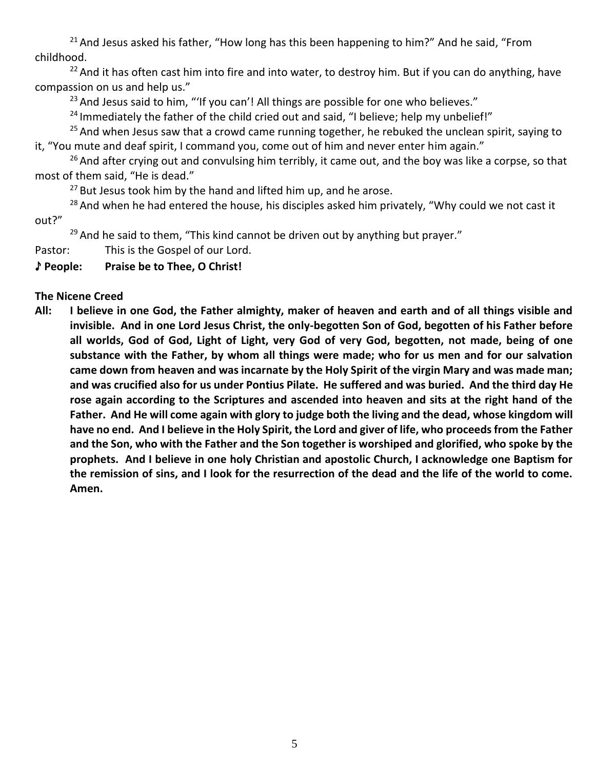[21] And Jesus asked his father, "How long has this been happening to him?" And he said, "From childhood.

[22] And it has often cast him into fire and into water, to destroy him. But if you can do anything, have compassion on us and help us."

[23] And Jesus said to him, "'If you can'! All things are possible for one who believes."

[24] Immediately the father of the child cried out and said, "I believe; help my unbelief!"

[25] And when Jesus saw that a crowd came running together, he rebuked the unclean spirit, saying to it, "You mute and deaf spirit, I command you, come out of him and never enter him again."

[26] And after crying out and convulsing him terribly, it came out, and the boy was like a corpse, so that most of them said, "He is dead."

[27] But Jesus took him by the hand and lifted him up, and he arose.

[28] And when he had entered the house, his disciples asked him privately, "Why could we not cast it out?"

[29] And he said to them, "This kind cannot be driven out by anything but prayer."

Pastor: This is the Gospel of our Lord.

**♪ People: Praise be to Thee, O Christ!**

**The Nicene Creed**

**All: I believe in one God, the Father almighty, maker of heaven and earth and of all things visible and invisible. And in one Lord Jesus Christ, the only-begotten Son of God, begotten of his Father before all worlds, God of God, Light of Light, very God of very God, begotten, not made, being of one substance with the Father, by whom all things were made; who for us men and for our salvation came down from heaven and was incarnate by the Holy Spirit of the virgin Mary and was made man; and was crucified also for us under Pontius Pilate. He suffered and was buried. And the third day He rose again according to the Scriptures and ascended into heaven and sits at the right hand of the Father. And He will come again with glory to judge both the living and the dead, whose kingdom will have no end. And I believe in the Holy Spirit, the Lord and giver of life, who proceeds from the Father and the Son, who with the Father and the Son together is worshiped and glorified, who spoke by the prophets. And I believe in one holy Christian and apostolic Church, I acknowledge one Baptism for the remission of sins, and I look for the resurrection of the dead and the life of the world to come. Amen.**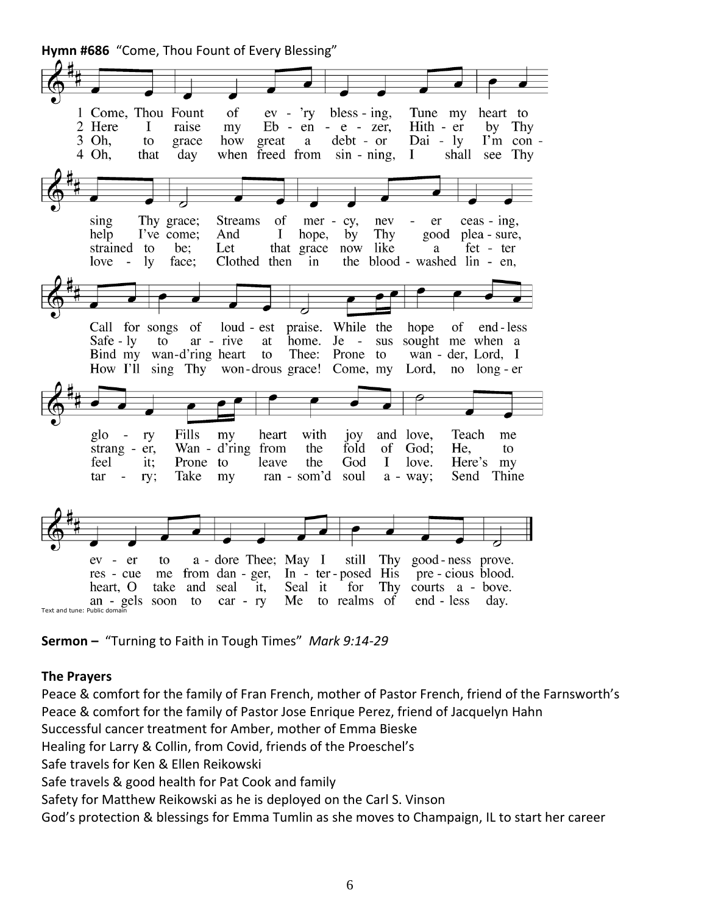**Hymn #686** "Come, Thou Fount of Every Blessing"

1 Come, Thou Fount of ev - 'ry bless - ing, Tune my heart to sing Thy grace; Streams of mer - cy, nev - er ceas - ing, Call for songs of loud - est praise. While the hope of end - less glo - ry Fills my heart with joy and love, Teach me ev - er to a - dore Thee; May I still Thy good - ness prove.

2 Here I raise my Eb - en - e - zer, Hith - er by Thy help I've come; And I hope, by Thy good plea - sure, Safe - ly to ar - rive at home. Je - sus sought me when a strang - er, Wan - d'ring from the fold of God; He, to res - cue me from dan - ger, In - ter - posed His pre - cious blood.

3 Oh, to grace how great a debt - or Dai - ly I'm con - strained to be; Let that grace now like a fet - ter Bind my wan-d'ring heart to Thee: Prone to wan - der, Lord, I feel it; Prone to leave the God I love. Here's my heart, O take and seal it, Seal it for Thy courts a - bove.

4 Oh, that day when freed from sin - ning, I shall see Thy love - ly face; Clothed then in the blood - washed lin - en, How I'll sing Thy won-drous grace! Come, my Lord, no long - er tar - ry; Take my ran - som'd soul a - way; Send Thine an - gels soon to car - ry Me to realms of end - less day.

Text and tune: Public domain

**Sermon –** "Turning to Faith in Tough Times" *Mark 9:14-29*

**The Prayers**

Peace & comfort for the family of Fran French, mother of Pastor French, friend of the Farnsworth's
Peace & comfort for the family of Pastor Jose Enrique Perez, friend of Jacquelyn Hahn
Successful cancer treatment for Amber, mother of Emma Bieske
Healing for Larry & Collin, from Covid, friends of the Proeschel's
Safe travels for Ken & Ellen Reikowski
Safe travels & good health for Pat Cook and family
Safety for Matthew Reikowski as he is deployed on the Carl S. Vinson
God's protection & blessings for Emma Tumlin as she moves to Champaign, IL to start her career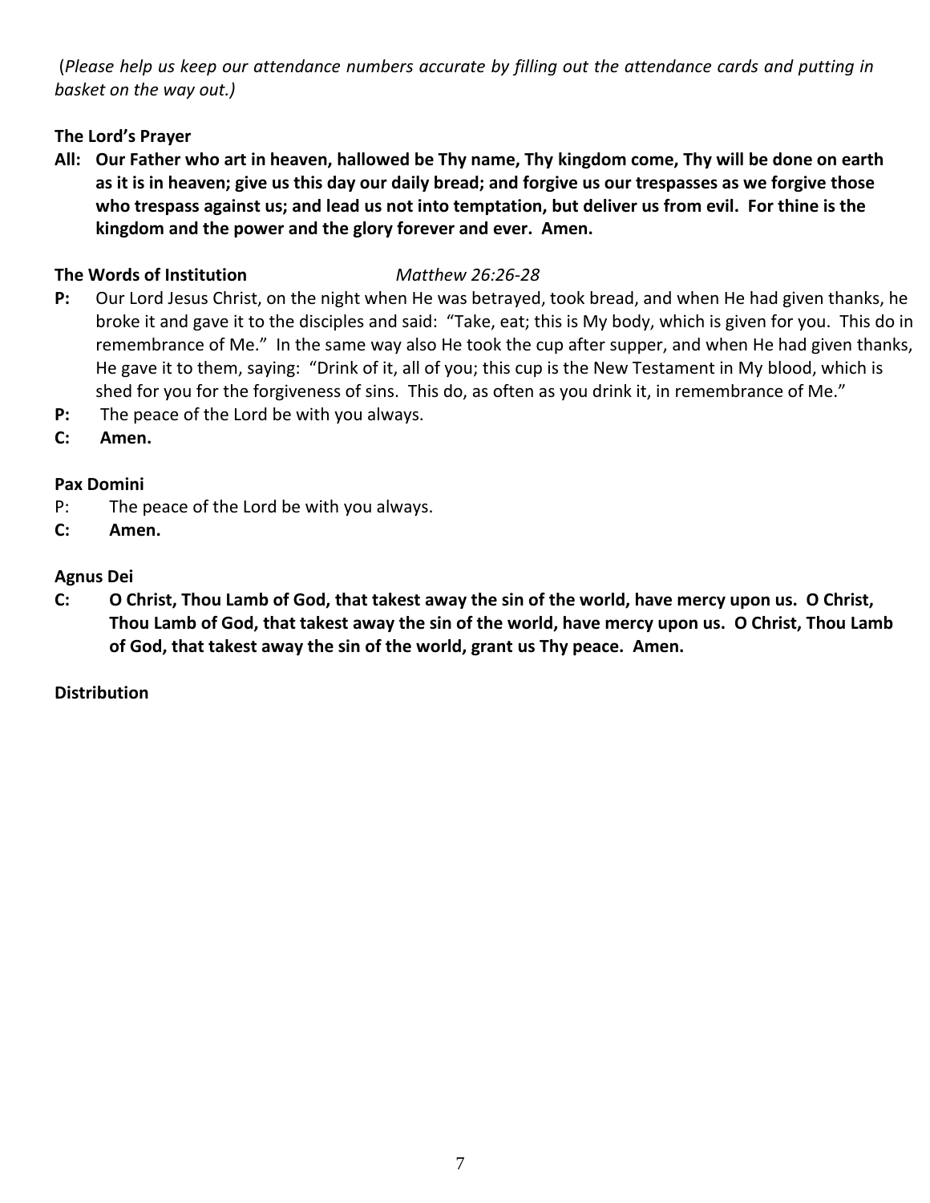(*Please help us keep our attendance numbers accurate by filling out the attendance cards and putting in basket on the way out.)*

**The Lord's Prayer**

**All: Our Father who art in heaven, hallowed be Thy name, Thy kingdom come, Thy will be done on earth as it is in heaven; give us this day our daily bread; and forgive us our trespasses as we forgive those who trespass against us; and lead us not into temptation, but deliver us from evil. For thine is the kingdom and the power and the glory forever and ever. Amen.**

**The Words of Institution** *Matthew 26:26-28*

**P:** Our Lord Jesus Christ, on the night when He was betrayed, took bread, and when He had given thanks, he broke it and gave it to the disciples and said: "Take, eat; this is My body, which is given for you. This do in remembrance of Me." In the same way also He took the cup after supper, and when He had given thanks, He gave it to them, saying: "Drink of it, all of you; this cup is the New Testament in My blood, which is shed for you for the forgiveness of sins. This do, as often as you drink it, in remembrance of Me."

**P:** The peace of the Lord be with you always.

**C: Amen.**

**Pax Domini**

P: The peace of the Lord be with you always.

**C: Amen.**

**Agnus Dei**

**C: O Christ, Thou Lamb of God, that takest away the sin of the world, have mercy upon us. O Christ, Thou Lamb of God, that takest away the sin of the world, have mercy upon us. O Christ, Thou Lamb of God, that takest away the sin of the world, grant us Thy peace. Amen.**

**Distribution**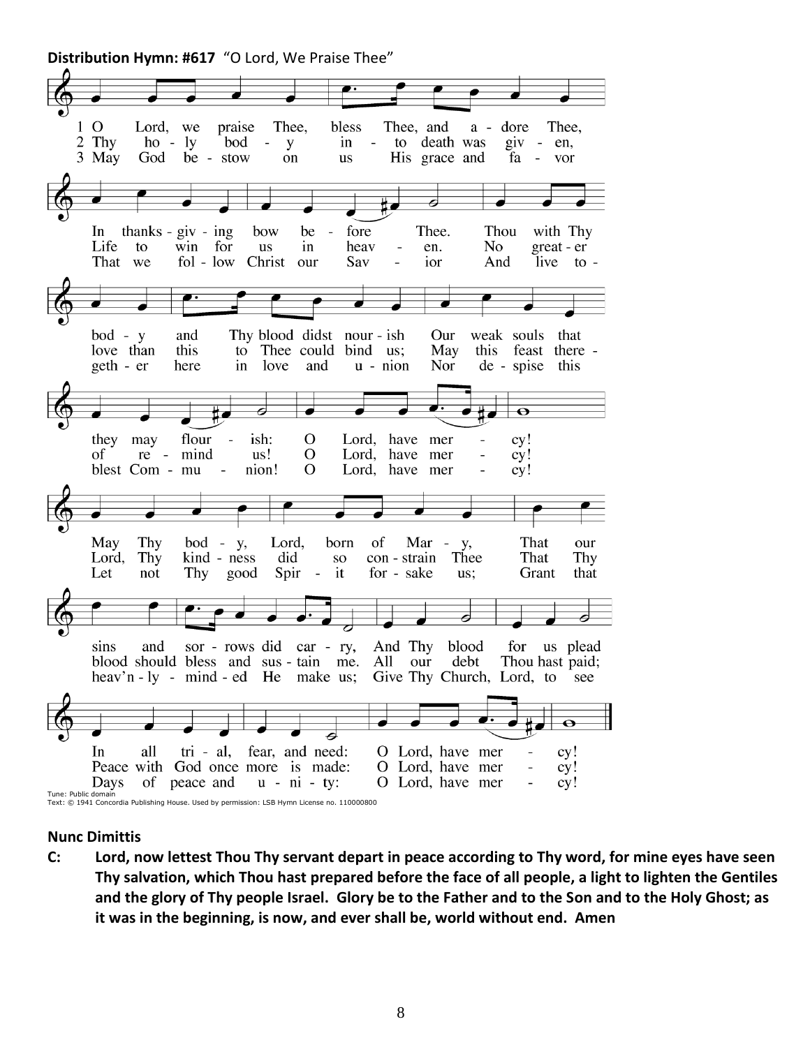**Distribution Hymn: #617** "O Lord, We Praise Thee"

1 O Lord, we praise Thee, bless Thee, and adore Thee,
In thanksgiving bow before Thee.
Thou with Thy body and Thy blood didst nourish
Our weak souls that they may flourish:
O Lord, have mercy!
May Thy body, Lord, born of Mary,
That our sins and sorrows did carry,
And Thy blood for us plead
In all trial, fear, and need:
O Lord, have mercy!

2 Thy holy body into death was given,
Life to win for us in heaven.
No greater love than this to Thee could bind us;
May this feast thereof remind us!
O Lord, have mercy!
Lord, Thy kindness did so constrain Thee
That Thy blood should bless and sustain me.
All our debt Thou hast paid;
Peace with God once more is made:
O Lord, have mercy!

3 May God bestow on us His grace and favor
That we follow Christ our Savior
And live together here in love and union
Nor despise this blest Communion!
O Lord, have mercy!
Let not Thy good Spirit forsake us;
Grant that heav'nly-minded He make us;
Give Thy Church, Lord, to see
Days of peace and unity:
O Lord, have mercy!

Tune: Public domain
Text: © 1941 Concordia Publishing House. Used by permission: LSB Hymn License no. 110000800

**Nunc Dimittis**

**C: Lord, now lettest Thou Thy servant depart in peace according to Thy word, for mine eyes have seen Thy salvation, which Thou hast prepared before the face of all people, a light to lighten the Gentiles and the glory of Thy people Israel. Glory be to the Father and to the Son and to the Holy Ghost; as it was in the beginning, is now, and ever shall be, world without end. Amen**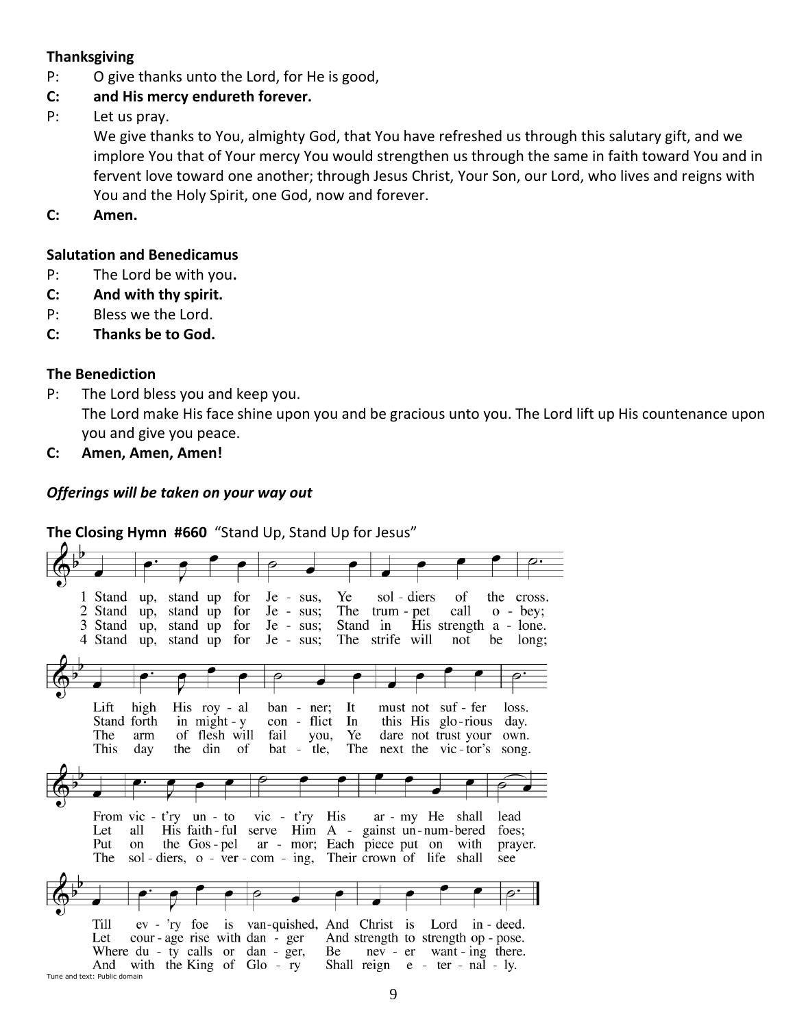**Thanksgiving**

P: O give thanks unto the Lord, for He is good,

**C: and His mercy endureth forever.**

P: Let us pray.
We give thanks to You, almighty God, that You have refreshed us through this salutary gift, and we implore You that of Your mercy You would strengthen us through the same in faith toward You and in fervent love toward one another; through Jesus Christ, Your Son, our Lord, who lives and reigns with You and the Holy Spirit, one God, now and forever.

**C: Amen.**

**Salutation and Benedicamus**

P: The Lord be with you**.**

**C: And with thy spirit.**

P: Bless we the Lord.

**C: Thanks be to God.**

**The Benediction**

P: The Lord bless you and keep you.
The Lord make His face shine upon you and be gracious unto you. The Lord lift up His countenance upon you and give you peace.

**C: Amen, Amen, Amen!**

***Offerings will be taken on your way out***

**The Closing Hymn #660** "Stand Up, Stand Up for Jesus"

1 Stand up, stand up for Jesus, Ye soldiers of the cross.
Lift high His royal banner; It must not suffer loss.
From vict'ry unto vict'ry His army He shall lead
Till ev'ry foe is vanquished, And Christ is Lord indeed.

2 Stand up, stand up for Jesus; The trumpet call obey;
Stand forth in mighty conflict In this His glorious day.
Let all His faithful serve Him Against unnumbered foes;
Let courage rise with danger And strength to strength oppose.

3 Stand up, stand up for Jesus; Stand in His strength alone.
The arm of flesh will fail you, Ye dare not trust your own.
Put on the Gospel armor; Each piece put on with prayer.
Where duty calls or danger, Be never wanting there.

4 Stand up, stand up for Jesus; The strife will not be long;
This day the din of battle, The next the victor's song.
The soldiers, overcoming, Their crown of life shall see
And with the King of Glory Shall reign eternally.

Tune and text: Public domain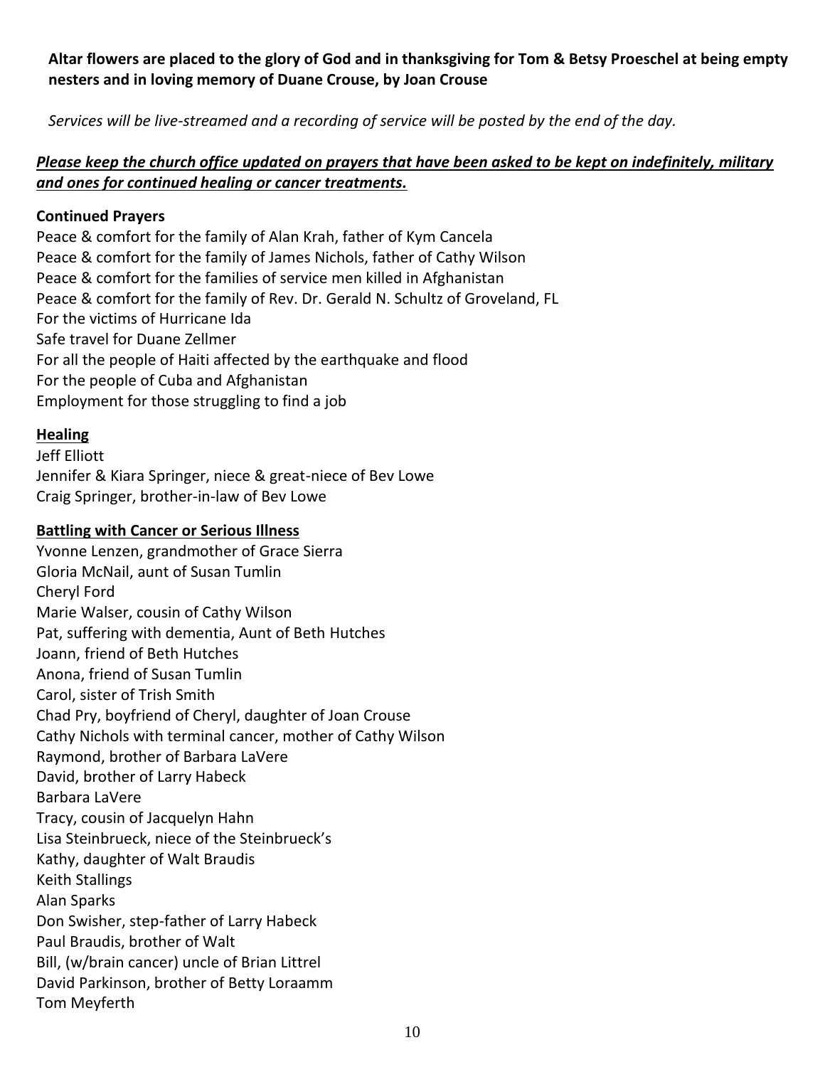**Altar flowers are placed to the glory of God and in thanksgiving for Tom & Betsy Proeschel at being empty nesters and in loving memory of Duane Crouse, by Joan Crouse**

*Services will be live-streamed and a recording of service will be posted by the end of the day.*

***<u>Please keep the church office updated on prayers that have been asked to be kept on indefinitely, military and ones for continued healing or cancer treatments.</u>***

**Continued Prayers**

Peace & comfort for the family of Alan Krah, father of Kym Cancela
Peace & comfort for the family of James Nichols, father of Cathy Wilson
Peace & comfort for the families of service men killed in Afghanistan
Peace & comfort for the family of Rev. Dr. Gerald N. Schultz of Groveland, FL
For the victims of Hurricane Ida
Safe travel for Duane Zellmer
For all the people of Haiti affected by the earthquake and flood
For the people of Cuba and Afghanistan
Employment for those struggling to find a job

**<u>Healing</u>**

Jeff Elliott
Jennifer & Kiara Springer, niece & great-niece of Bev Lowe
Craig Springer, brother-in-law of Bev Lowe

**<u>Battling with Cancer or Serious Illness</u>**

Yvonne Lenzen, grandmother of Grace Sierra
Gloria McNail, aunt of Susan Tumlin
Cheryl Ford
Marie Walser, cousin of Cathy Wilson
Pat, suffering with dementia, Aunt of Beth Hutches
Joann, friend of Beth Hutches
Anona, friend of Susan Tumlin
Carol, sister of Trish Smith
Chad Pry, boyfriend of Cheryl, daughter of Joan Crouse
Cathy Nichols with terminal cancer, mother of Cathy Wilson
Raymond, brother of Barbara LaVere
David, brother of Larry Habeck
Barbara LaVere
Tracy, cousin of Jacquelyn Hahn
Lisa Steinbrueck, niece of the Steinbrueck's
Kathy, daughter of Walt Braudis
Keith Stallings
Alan Sparks
Don Swisher, step-father of Larry Habeck
Paul Braudis, brother of Walt
Bill, (w/brain cancer) uncle of Brian Littrel
David Parkinson, brother of Betty Loraamm
Tom Meyferth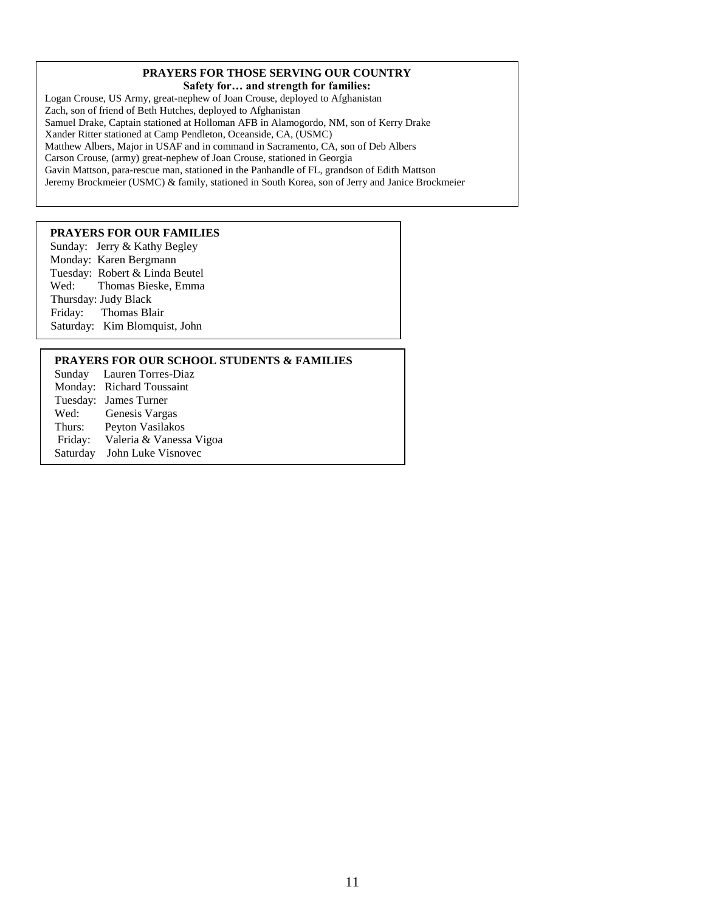## PRAYERS FOR THOSE SERVING OUR COUNTRY

**Safety for… and strength for families:**

Logan Crouse, US Army, great-nephew of Joan Crouse, deployed to Afghanistan
Zach, son of friend of Beth Hutches, deployed to Afghanistan
Samuel Drake, Captain stationed at Holloman AFB in Alamogordo, NM, son of Kerry Drake
Xander Ritter stationed at Camp Pendleton, Oceanside, CA, (USMC)
Matthew Albers, Major in USAF and in command in Sacramento, CA, son of Deb Albers
Carson Crouse, (army) great-nephew of Joan Crouse, stationed in Georgia
Gavin Mattson, para-rescue man, stationed in the Panhandle of FL, grandson of Edith Mattson
Jeremy Brockmeier (USMC) & family, stationed in South Korea, son of Jerry and Janice Brockmeier

## PRAYERS FOR OUR FAMILIES

Sunday: Jerry & Kathy Begley
Monday: Karen Bergmann
Tuesday: Robert & Linda Beutel
Wed: Thomas Bieske, Emma
Thursday: Judy Black
Friday: Thomas Blair
Saturday: Kim Blomquist, John

## PRAYERS FOR OUR SCHOOL STUDENTS & FAMILIES

Sunday Lauren Torres-Diaz
Monday: Richard Toussaint
Tuesday: James Turner
Wed: Genesis Vargas
Thurs: Peyton Vasilakos
Friday: Valeria & Vanessa Vigoa
Saturday John Luke Visnovec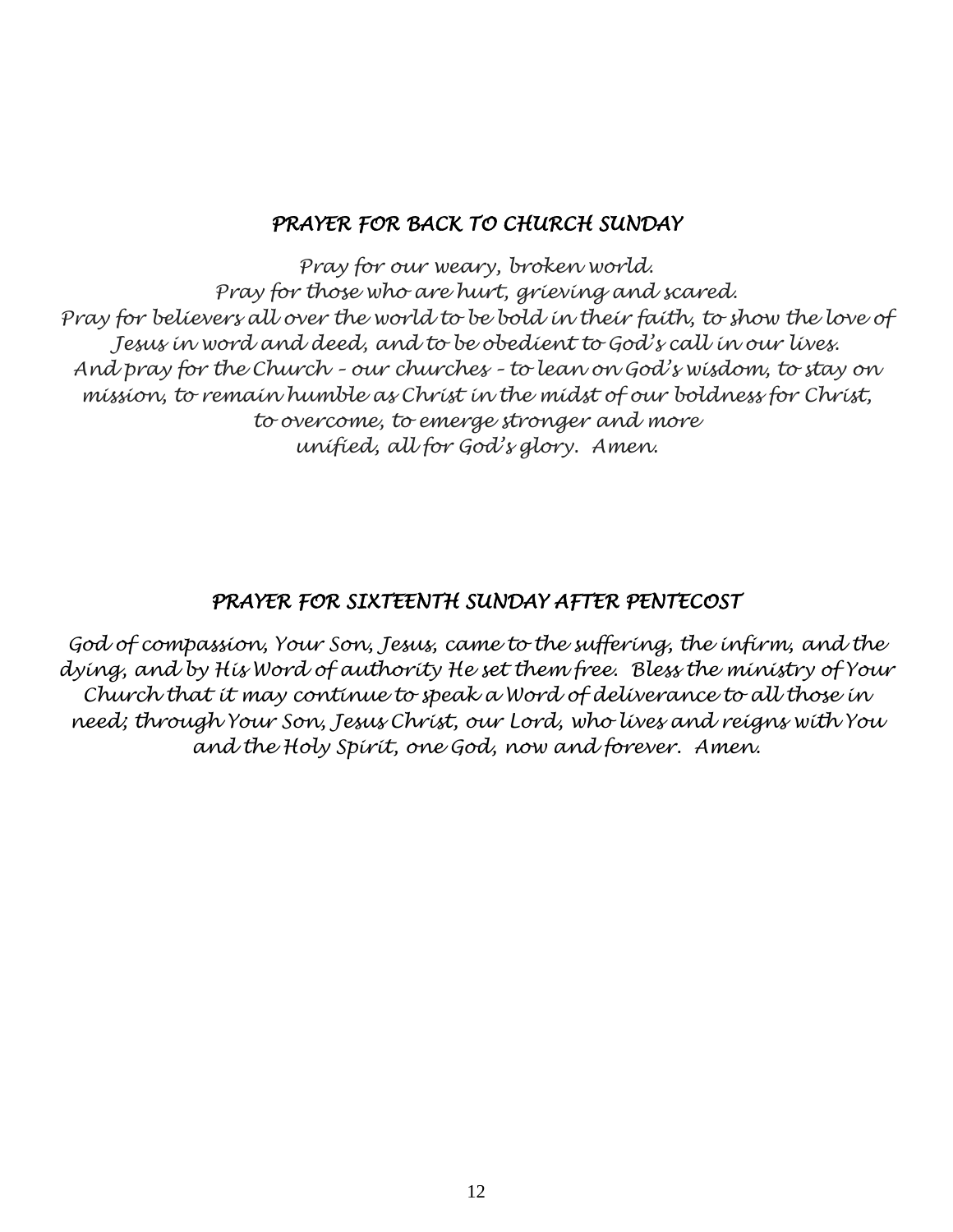## *PRAYER FOR BACK TO CHURCH SUNDAY*

*Pray for our weary, broken world.*
*Pray for those who are hurt, grieving and scared.*
*Pray for believers all over the world to be bold in their faith, to show the love of Jesus in word and deed, and to be obedient to God's call in our lives.*
*And pray for the Church – our churches – to lean on God's wisdom, to stay on mission, to remain humble as Christ in the midst of our boldness for Christ, to overcome, to emerge stronger and more unified, all for God's glory. Amen.*

## *PRAYER FOR SIXTEENTH SUNDAY AFTER PENTECOST*

*God of compassion, Your Son, Jesus, came to the suffering, the infirm, and the dying, and by His Word of authority He set them free. Bless the ministry of Your Church that it may continue to speak a Word of deliverance to all those in need; through Your Son, Jesus Christ, our Lord, who lives and reigns with You and the Holy Spirit, one God, now and forever. Amen.*